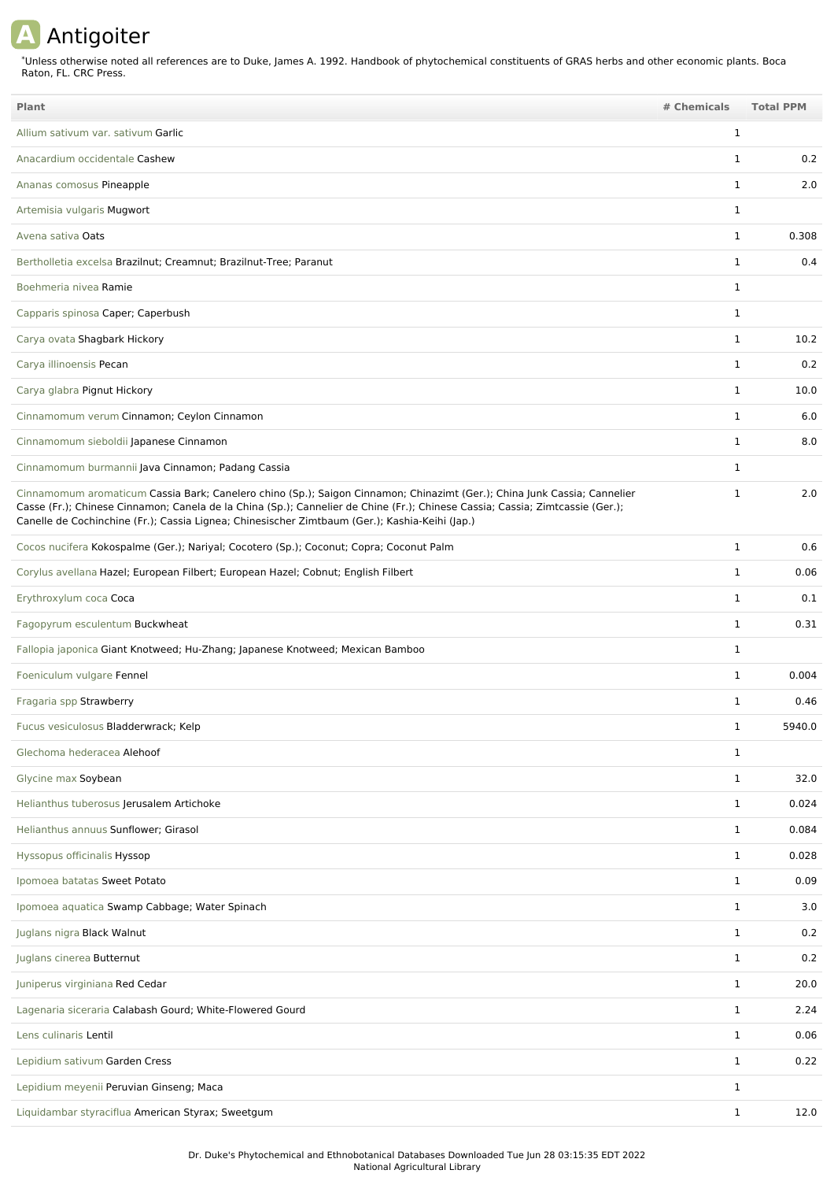# Antigoiter

*Unless otherwise noted all references are to Duke, James A. 1992. Handbook of phytochemical constituents of GRAS herbs and other economic plants. Boca Raton, FL. CRC Press.

| Plant | # Chemicals | Total PPM |
|---|---|---|
| Allium sativum var. sativum Garlic | 1 | |
| Anacardium occidentale Cashew | 1 | 0.2 |
| Ananas comosus Pineapple | 1 | 2.0 |
| Artemisia vulgaris Mugwort | 1 | |
| Avena sativa Oats | 1 | 0.308 |
| Bertholletia excelsa Brazilnut; Creamnut; Brazilnut-Tree; Paranut | 1 | 0.4 |
| Boehmeria nivea Ramie | 1 | |
| Capparis spinosa Caper; Caperbush | 1 | |
| Carya ovata Shagbark Hickory | 1 | 10.2 |
| Carya illinoensis Pecan | 1 | 0.2 |
| Carya glabra Pignut Hickory | 1 | 10.0 |
| Cinnamomum verum Cinnamon; Ceylon Cinnamon | 1 | 6.0 |
| Cinnamomum sieboldii Japanese Cinnamon | 1 | 8.0 |
| Cinnamomum burmannii Java Cinnamon; Padang Cassia | 1 | |
| Cinnamomum aromaticum Cassia Bark; Canelero chino (Sp.); Saigon Cinnamon; Chinazimt (Ger.); China Junk Cassia; Cannelier Casse (Fr.); Chinese Cinnamon; Canela de la China (Sp.); Cannelier de Chine (Fr.); Chinese Cassia; Cassia; Zimtcassie (Ger.); Canelle de Cochinchine (Fr.); Cassia Lignea; Chinesischer Zimtbaum (Ger.); Kashia-Keihi (Jap.) | 1 | 2.0 |
| Cocos nucifera Kokospalme (Ger.); Nariyal; Cocotero (Sp.); Coconut; Copra; Coconut Palm | 1 | 0.6 |
| Corylus avellana Hazel; European Filbert; European Hazel; Cobnut; English Filbert | 1 | 0.06 |
| Erythroxylum coca Coca | 1 | 0.1 |
| Fagopyrum esculentum Buckwheat | 1 | 0.31 |
| Fallopia japonica Giant Knotweed; Hu-Zhang; Japanese Knotweed; Mexican Bamboo | 1 | |
| Foeniculum vulgare Fennel | 1 | 0.004 |
| Fragaria spp Strawberry | 1 | 0.46 |
| Fucus vesiculosus Bladderwrack; Kelp | 1 | 5940.0 |
| Glechoma hederacea Alehoof | 1 | |
| Glycine max Soybean | 1 | 32.0 |
| Helianthus tuberosus Jerusalem Artichoke | 1 | 0.024 |
| Helianthus annuus Sunflower; Girasol | 1 | 0.084 |
| Hyssopus officinalis Hyssop | 1 | 0.028 |
| Ipomoea batatas Sweet Potato | 1 | 0.09 |
| Ipomoea aquatica Swamp Cabbage; Water Spinach | 1 | 3.0 |
| Juglans nigra Black Walnut | 1 | 0.2 |
| Juglans cinerea Butternut | 1 | 0.2 |
| Juniperus virginiana Red Cedar | 1 | 20.0 |
| Lagenaria siceraria Calabash Gourd; White-Flowered Gourd | 1 | 2.24 |
| Lens culinaris Lentil | 1 | 0.06 |
| Lepidium sativum Garden Cress | 1 | 0.22 |
| Lepidium meyenii Peruvian Ginseng; Maca | 1 | |
| Liquidambar styraciflua American Styrax; Sweetgum | 1 | 12.0 |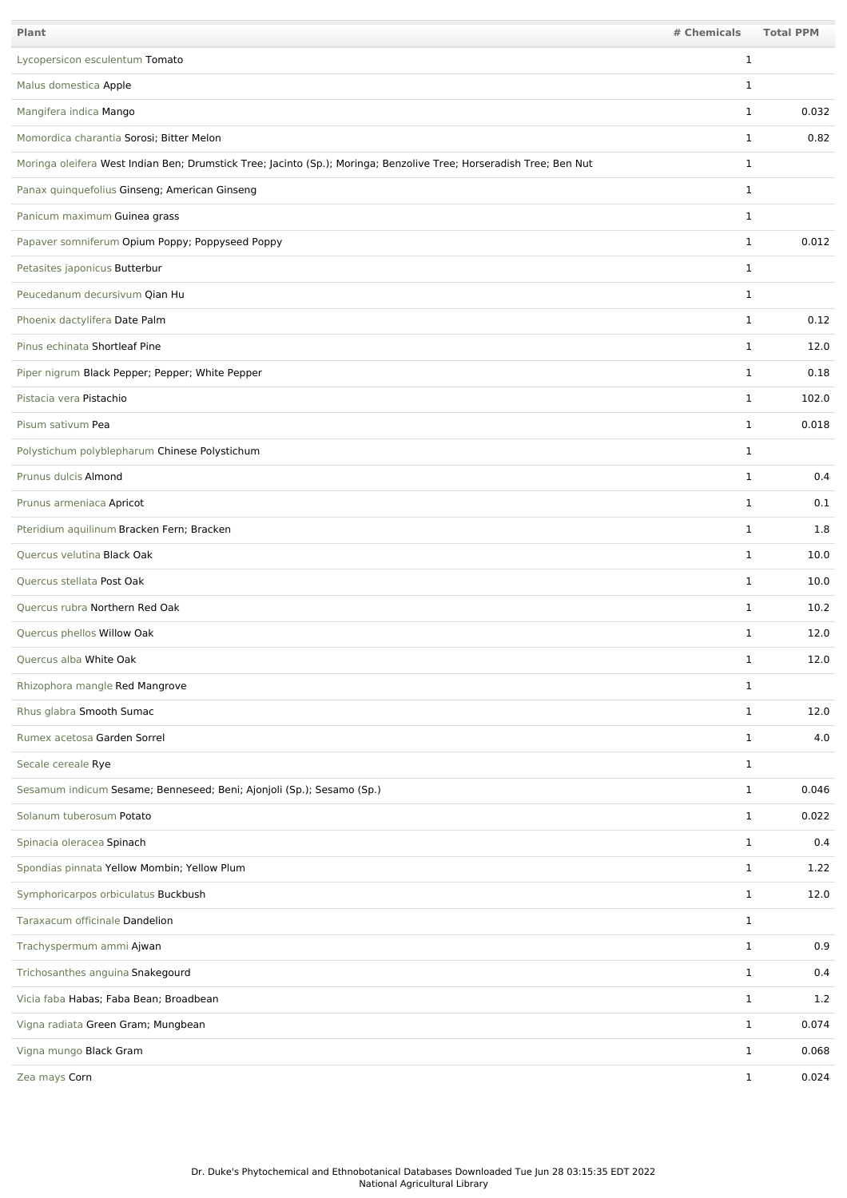| Plant | # Chemicals | Total PPM |
|---|---|---|
| Lycopersicon esculentum Tomato | 1 | |
| Malus domestica Apple | 1 | |
| Mangifera indica Mango | 1 | 0.032 |
| Momordica charantia Sorosi; Bitter Melon | 1 | 0.82 |
| Moringa oleifera West Indian Ben; Drumstick Tree; Jacinto (Sp.); Moringa; Benzolive Tree; Horseradish Tree; Ben Nut | 1 | |
| Panax quinquefolius Ginseng; American Ginseng | 1 | |
| Panicum maximum Guinea grass | 1 | |
| Papaver somniferum Opium Poppy; Poppyseed Poppy | 1 | 0.012 |
| Petasites japonicus Butterbur | 1 | |
| Peucedanum decursivum Qian Hu | 1 | |
| Phoenix dactylifera Date Palm | 1 | 0.12 |
| Pinus echinata Shortleaf Pine | 1 | 12.0 |
| Piper nigrum Black Pepper; Pepper; White Pepper | 1 | 0.18 |
| Pistacia vera Pistachio | 1 | 102.0 |
| Pisum sativum Pea | 1 | 0.018 |
| Polystichum polyblepharum Chinese Polystichum | 1 | |
| Prunus dulcis Almond | 1 | 0.4 |
| Prunus armeniaca Apricot | 1 | 0.1 |
| Pteridium aquilinum Bracken Fern; Bracken | 1 | 1.8 |
| Quercus velutina Black Oak | 1 | 10.0 |
| Quercus stellata Post Oak | 1 | 10.0 |
| Quercus rubra Northern Red Oak | 1 | 10.2 |
| Quercus phellos Willow Oak | 1 | 12.0 |
| Quercus alba White Oak | 1 | 12.0 |
| Rhizophora mangle Red Mangrove | 1 | |
| Rhus glabra Smooth Sumac | 1 | 12.0 |
| Rumex acetosa Garden Sorrel | 1 | 4.0 |
| Secale cereale Rye | 1 | |
| Sesamum indicum Sesame; Benneseed; Beni; Ajonjoli (Sp.); Sesamo (Sp.) | 1 | 0.046 |
| Solanum tuberosum Potato | 1 | 0.022 |
| Spinacia oleracea Spinach | 1 | 0.4 |
| Spondias pinnata Yellow Mombin; Yellow Plum | 1 | 1.22 |
| Symphoricarpos orbiculatus Buckbush | 1 | 12.0 |
| Taraxacum officinale Dandelion | 1 | |
| Trachyspermum ammi Ajwan | 1 | 0.9 |
| Trichosanthes anguina Snakegourd | 1 | 0.4 |
| Vicia faba Habas; Faba Bean; Broadbean | 1 | 1.2 |
| Vigna radiata Green Gram; Mungbean | 1 | 0.074 |
| Vigna mungo Black Gram | 1 | 0.068 |
| Zea mays Corn | 1 | 0.024 |

Dr. Duke's Phytochemical and Ethnobotanical Databases Downloaded Tue Jun 28 03:15:35 EDT 2022
National Agricultural Library